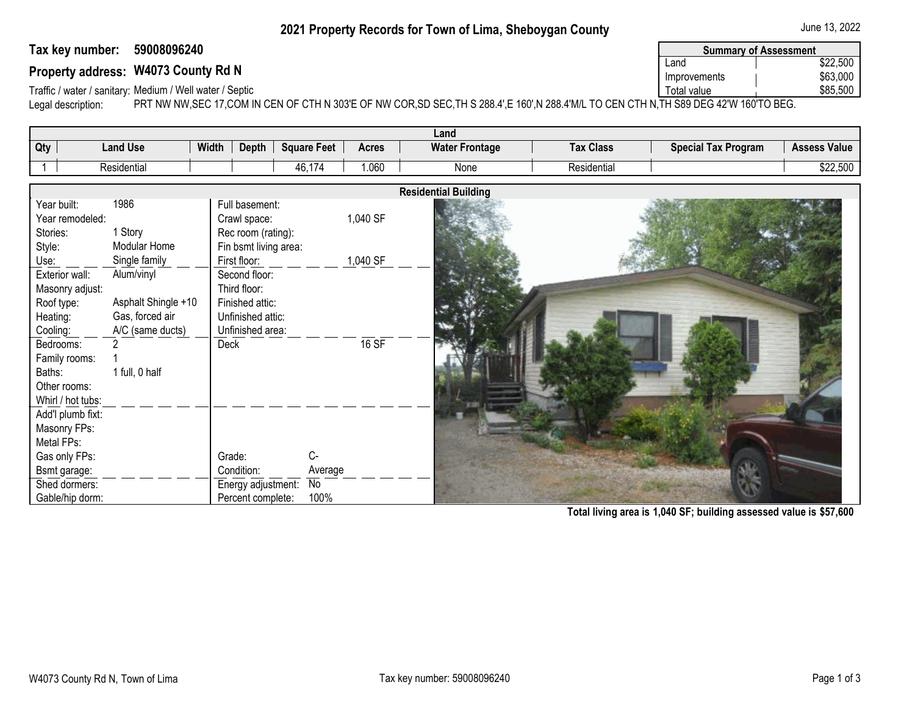# 2021 Property Records for Town of Lima, Sheboygan County

June 13, 2022

**Tax key number: 59008096240**

**Property address: W4073 County Rd N**

Traffic / water / sanitary: Medium / Well water / Septic

Legal description: PRT NW NW,SEC 17,COM IN CEN OF CTH N 303'E OF NW COR,SD SEC,TH S 288.4',E 160',N 288.4'M/L TO CEN CTH N,TH S89 DEG 42'W 160'TO BEG.

| Summary of Assessment | |
|---|---|
| Land | $22,500 |
| Improvements | $63,000 |
| Total value | $85,500 |

## Land

| Qty | Land Use | Width | Depth | Square Feet | Acres | Water Frontage | Tax Class | Special Tax Program | Assess Value |
|---|---|---|---|---|---|---|---|---|---|
| 1 | Residential | | | 46,174 | 1.060 | None | Residential | | $22,500 |

## Residential Building

| | | | |
|---|---|---|---|
| Year built: | 1986 | Full basement: | |
| Year remodeled: | | Crawl space: | 1,040 SF |
| Stories: | 1 Story | Rec room (rating): | |
| Style: | Modular Home | Fin bsmt living area: | |
| Use: | Single family | First floor: | 1,040 SF |
| Exterior wall: | Alum/vinyl | Second floor: | |
| Masonry adjust: | | Third floor: | |
| Roof type: | Asphalt Shingle +10 | Finished attic: | |
| Heating: | Gas, forced air | Unfinished attic: | |
| Cooling: | A/C (same ducts) | Unfinished area: | |
| Bedrooms: | 2 | Deck | 16 SF |
| Family rooms: | 1 | | |
| Baths: | 1 full, 0 half | | |
| Other rooms: | | | |
| Whirl / hot tubs: | | | |
| Add'l plumb fixt: | | | |
| Masonry FPs: | | | |
| Metal FPs: | | | |
| Gas only FPs: | | Grade: | C- |
| Bsmt garage: | | Condition: | Average |
| Shed dormers: | | Energy adjustment: | No |
| Gable/hip dorm: | | Percent complete: | 100% |

**Total living area is 1,040 SF; building assessed value is $57,600**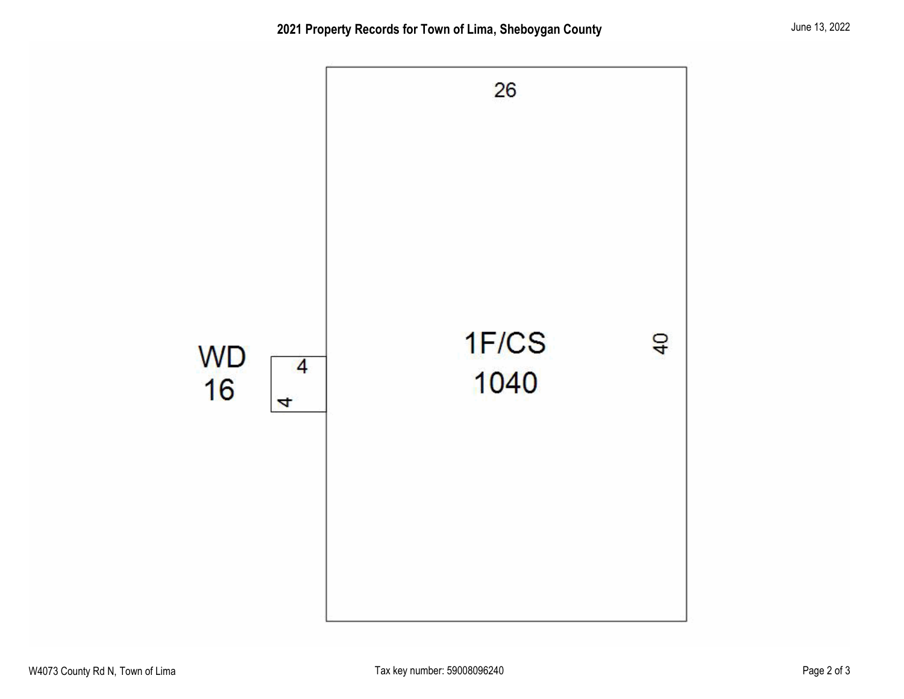## 2021 Property Records for Town of Lima, Sheboygan County

June 13, 2022

26

1F/CS

1040

40

WD

16

4

4

W4073 County Rd N, Town of Lima

Tax key number: 59008096240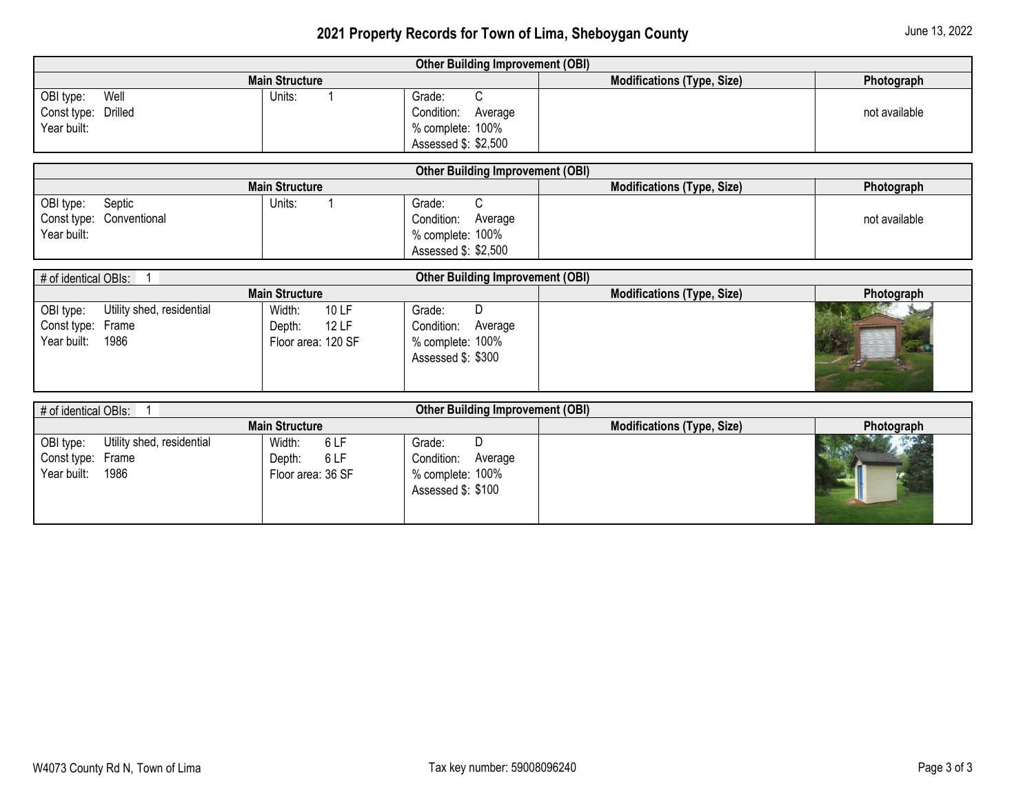**Other Building Improvement (OBI)**

| Main Structure | | | Modifications (Type, Size) | Photograph |
|---|---|---|---|---|
| OBI type: Well<br>Const type: Drilled<br>Year built: | Units: 1 | Grade: C<br>Condition: Average<br>% complete: 100%<br>Assessed $: $2,500 | | not available |

**Other Building Improvement (OBI)**

| Main Structure | | | Modifications (Type, Size) | Photograph |
|---|---|---|---|---|
| OBI type: Septic<br>Const type: Conventional<br>Year built: | Units: 1 | Grade: C<br>Condition: Average<br>% complete: 100%<br>Assessed $: $2,500 | | not available |

**Other Building Improvement (OBI)** — # of identical OBIs: 1

| Main Structure | | | Modifications (Type, Size) | Photograph |
|---|---|---|---|---|
| OBI type: Utility shed, residential<br>Const type: Frame<br>Year built: 1986 | Width: 10 LF<br>Depth: 12 LF<br>Floor area: 120 SF | Grade: D<br>Condition: Average<br>% complete: 100%<br>Assessed $: $300 | | |

**Other Building Improvement (OBI)** — # of identical OBIs: 1

| Main Structure | | | Modifications (Type, Size) | Photograph |
|---|---|---|---|---|
| OBI type: Utility shed, residential<br>Const type: Frame<br>Year built: 1986 | Width: 6 LF<br>Depth: 6 LF<br>Floor area: 36 SF | Grade: D<br>Condition: Average<br>% complete: 100%<br>Assessed $: $100 | | |